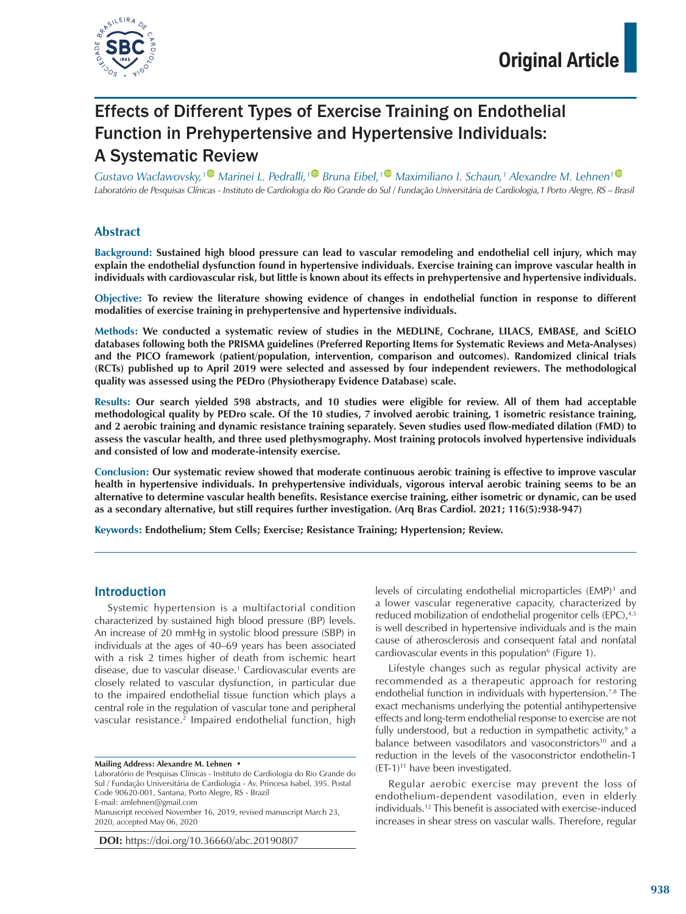Original Article

# Effects of Different Types of Exercise Training on Endothelial Function in Prehypertensive and Hypertensive Individuals: A Systematic Review

*Gustavo Waclawovsky,[1] Marinei L. Pedralli,[1] Bruna Eibel,[1] Maximiliano I. Schaun,[1] Alexandre M. Lehnen[1]*

*Laboratório de Pesquisas Clínicas - Instituto de Cardiologia do Rio Grande do Sul / Fundação Universitária de Cardiologia,[1] Porto Alegre, RS – Brasil*

## Abstract

**Background: Sustained high blood pressure can lead to vascular remodeling and endothelial cell injury, which may explain the endothelial dysfunction found in hypertensive individuals. Exercise training can improve vascular health in individuals with cardiovascular risk, but little is known about its effects in prehypertensive and hypertensive individuals.**

**Objective: To review the literature showing evidence of changes in endothelial function in response to different modalities of exercise training in prehypertensive and hypertensive individuals.**

**Methods: We conducted a systematic review of studies in the MEDLINE, Cochrane, LILACS, EMBASE, and SciELO databases following both the PRISMA guidelines (Preferred Reporting Items for Systematic Reviews and Meta-Analyses) and the PICO framework (patient/population, intervention, comparison and outcomes). Randomized clinical trials (RCTs) published up to April 2019 were selected and assessed by four independent reviewers. The methodological quality was assessed using the PEDro (Physiotherapy Evidence Database) scale.**

**Results: Our search yielded 598 abstracts, and 10 studies were eligible for review. All of them had acceptable methodological quality by PEDro scale. Of the 10 studies, 7 involved aerobic training, 1 isometric resistance training, and 2 aerobic training and dynamic resistance training separately. Seven studies used flow-mediated dilation (FMD) to assess the vascular health, and three used plethysmography. Most training protocols involved hypertensive individuals and consisted of low and moderate-intensity exercise.**

**Conclusion: Our systematic review showed that moderate continuous aerobic training is effective to improve vascular health in hypertensive individuals. In prehypertensive individuals, vigorous interval aerobic training seems to be an alternative to determine vascular health benefits. Resistance exercise training, either isometric or dynamic, can be used as a secondary alternative, but still requires further investigation. (Arq Bras Cardiol. 2021; 116(5):938-947)**

**Keywords: Endothelium; Stem Cells; Exercise; Resistance Training; Hypertension; Review.**

## Introduction

Systemic hypertension is a multifactorial condition characterized by sustained high blood pressure (BP) levels. An increase of 20 mmHg in systolic blood pressure (SBP) in individuals at the ages of 40–69 years has been associated with a risk 2 times higher of death from ischemic heart disease, due to vascular disease.[1] Cardiovascular events are closely related to vascular dysfunction, in particular due to the impaired endothelial tissue function which plays a central role in the regulation of vascular tone and peripheral vascular resistance.[2] Impaired endothelial function, high levels of circulating endothelial microparticles (EMP)[3] and a lower vascular regenerative capacity, characterized by reduced mobilization of endothelial progenitor cells (EPC),[4,5] is well described in hypertensive individuals and is the main cause of atherosclerosis and consequent fatal and nonfatal cardiovascular events in this population[6] (Figure 1).

Lifestyle changes such as regular physical activity are recommended as a therapeutic approach for restoring endothelial function in individuals with hypertension.[7,8] The exact mechanisms underlying the potential antihypertensive effects and long-term endothelial response to exercise are not fully understood, but a reduction in sympathetic activity,[9] a balance between vasodilators and vasoconstrictors[10] and a reduction in the levels of the vasoconstrictor endothelin-1 (ET-1)[11] have been investigated.

Regular aerobic exercise may prevent the loss of endothelium-dependent vasodilation, even in elderly individuals.[12] This benefit is associated with exercise-induced increases in shear stress on vascular walls. Therefore, regular

**Mailing Address: Alexandre M. Lehnen •**
Laboratório de Pesquisas Clínicas - Instituto de Cardiologia do Rio Grande do Sul / Fundação Universitária de Cardiologia - Av. Princesa Isabel, 395. Postal Code 90620-001, Santana, Porto Alegre, RS - Brazil
E-mail: amlehnen@gmail.com
Manuscript received November 16, 2019, revised manuscript March 23, 2020, accepted May 06, 2020

**DOI:** https://doi.org/10.36660/abc.20190807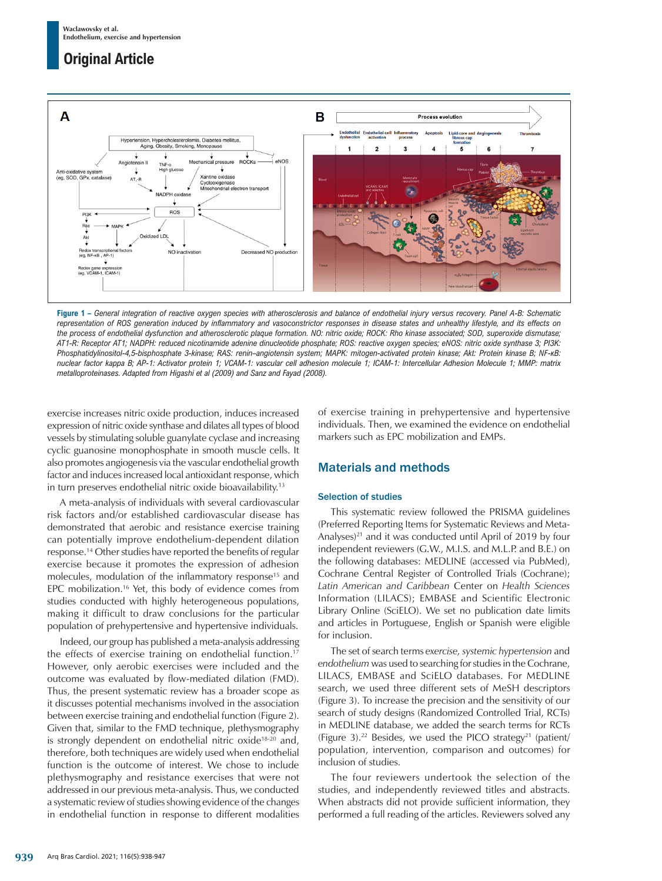**Figure 1 –** *General integration of reactive oxygen species with atherosclerosis and balance of endothelial injury versus recovery. Panel A-B: Schematic representation of ROS generation induced by inflammatory and vasoconstrictor responses in disease states and unhealthy lifestyle, and its effects on the process of endothelial dysfunction and atherosclerotic plaque formation. NO: nitric oxide; ROCK: Rho kinase associated; SOD, superoxide dismutase; AT1-R: Receptor AT1; NADPH: reduced nicotinamide adenine dinucleotide phosphate; ROS: reactive oxygen species; eNOS: nitric oxide synthase 3; PI3K: Phosphatidylinositol-4,5-bisphosphate 3-kinase; RAS: renin–angiotensin system; MAPK: mitogen-activated protein kinase; Akt: Protein kinase B; NF-κB: nuclear factor kappa B; AP-1: Activator protein 1; VCAM-1: vascular cell adhesion molecule 1; ICAM-1: Intercellular Adhesion Molecule 1; MMP: matrix metalloproteinases. Adapted from Higashi et al (2009) and Sanz and Fayad (2008).*

exercise increases nitric oxide production, induces increased expression of nitric oxide synthase and dilates all types of blood vessels by stimulating soluble guanylate cyclase and increasing cyclic guanosine monophosphate in smooth muscle cells. It also promotes angiogenesis via the vascular endothelial growth factor and induces increased local antioxidant response, which in turn preserves endothelial nitric oxide bioavailability.[13]

A meta-analysis of individuals with several cardiovascular risk factors and/or established cardiovascular disease has demonstrated that aerobic and resistance exercise training can potentially improve endothelium-dependent dilation response.[14] Other studies have reported the benefits of regular exercise because it promotes the expression of adhesion molecules, modulation of the inflammatory response[15] and EPC mobilization.[16] Yet, this body of evidence comes from studies conducted with highly heterogeneous populations, making it difficult to draw conclusions for the particular population of prehypertensive and hypertensive individuals.

Indeed, our group has published a meta-analysis addressing the effects of exercise training on endothelial function.[17] However, only aerobic exercises were included and the outcome was evaluated by flow-mediated dilation (FMD). Thus, the present systematic review has a broader scope as it discusses potential mechanisms involved in the association between exercise training and endothelial function (Figure 2). Given that, similar to the FMD technique, plethysmography is strongly dependent on endothelial nitric oxide[18-20] and, therefore, both techniques are widely used when endothelial function is the outcome of interest. We chose to include plethysmography and resistance exercises that were not addressed in our previous meta-analysis. Thus, we conducted a systematic review of studies showing evidence of the changes in endothelial function in response to different modalities of exercise training in prehypertensive and hypertensive individuals. Then, we examined the evidence on endothelial markers such as EPC mobilization and EMPs.

## Materials and methods

### Selection of studies

This systematic review followed the PRISMA guidelines (Preferred Reporting Items for Systematic Reviews and Meta-Analyses)[21] and it was conducted until April of 2019 by four independent reviewers (G.W., M.I.S. and M.L.P. and B.E.) on the following databases: MEDLINE (accessed via PubMed), Cochrane Central Register of Controlled Trials (Cochrane); *Latin American and Caribbean* Center on *Health Sciences* Information (LILACS); EMBASE and Scientific Electronic Library Online (SciELO). We set no publication date limits and articles in Portuguese, English or Spanish were eligible for inclusion.

The set of search terms *exercise, systemic hypertension* and *endothelium* was used to searching for studies in the Cochrane, LILACS, EMBASE and SciELO databases. For MEDLINE search, we used three different sets of MeSH descriptors (Figure 3). To increase the precision and the sensitivity of our search of study designs (Randomized Controlled Trial, RCTs) in MEDLINE database, we added the search terms for RCTs (Figure 3).[22] Besides, we used the PICO strategy[21] (patient/population, intervention, comparison and outcomes) for inclusion of studies.

The four reviewers undertook the selection of the studies, and independently reviewed titles and abstracts. When abstracts did not provide sufficient information, they performed a full reading of the articles. Reviewers solved any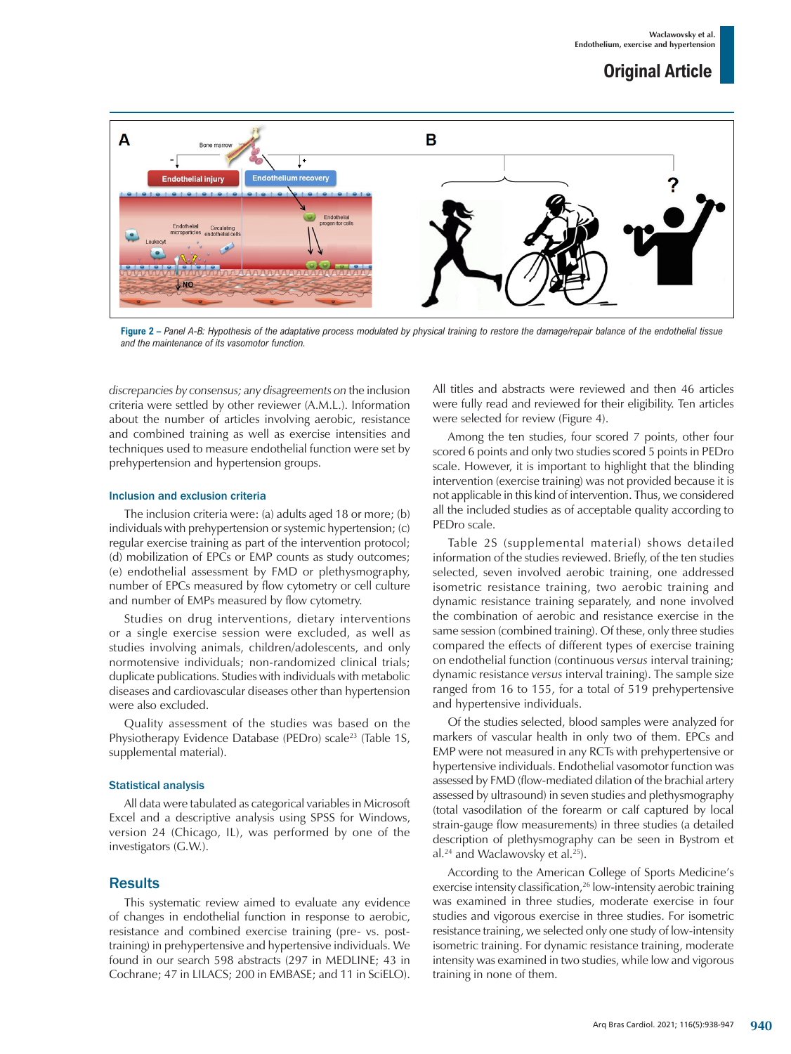Figure 2 – *Panel A-B: Hypothesis of the adaptative process modulated by physical training to restore the damage/repair balance of the endothelial tissue and the maintenance of its vasomotor function.*

*discrepancies by consensus; any disagreements on* the inclusion criteria were settled by other reviewer (A.M.L.). Information about the number of articles involving aerobic, resistance and combined training as well as exercise intensities and techniques used to measure endothelial function were set by prehypertension and hypertension groups.

### Inclusion and exclusion criteria

The inclusion criteria were: (a) adults aged 18 or more; (b) individuals with prehypertension or systemic hypertension; (c) regular exercise training as part of the intervention protocol; (d) mobilization of EPCs or EMP counts as study outcomes; (e) endothelial assessment by FMD or plethysmography, number of EPCs measured by flow cytometry or cell culture and number of EMPs measured by flow cytometry.

Studies on drug interventions, dietary interventions or a single exercise session were excluded, as well as studies involving animals, children/adolescents, and only normotensive individuals; non-randomized clinical trials; duplicate publications. Studies with individuals with metabolic diseases and cardiovascular diseases other than hypertension were also excluded.

Quality assessment of the studies was based on the Physiotherapy Evidence Database (PEDro) scale[23] (Table 1S, supplemental material).

### Statistical analysis

All data were tabulated as categorical variables in Microsoft Excel and a descriptive analysis using SPSS for Windows, version 24 (Chicago, IL), was performed by one of the investigators (G.W.).

## Results

This systematic review aimed to evaluate any evidence of changes in endothelial function in response to aerobic, resistance and combined exercise training (pre- vs. post-training) in prehypertensive and hypertensive individuals. We found in our search 598 abstracts (297 in MEDLINE; 43 in Cochrane; 47 in LILACS; 200 in EMBASE; and 11 in SciELO). All titles and abstracts were reviewed and then 46 articles were fully read and reviewed for their eligibility. Ten articles were selected for review (Figure 4).

Among the ten studies, four scored 7 points, other four scored 6 points and only two studies scored 5 points in PEDro scale. However, it is important to highlight that the blinding intervention (exercise training) was not provided because it is not applicable in this kind of intervention. Thus, we considered all the included studies as of acceptable quality according to PEDro scale.

Table 2S (supplemental material) shows detailed information of the studies reviewed. Briefly, of the ten studies selected, seven involved aerobic training, one addressed isometric resistance training, two aerobic training and dynamic resistance training separately, and none involved the combination of aerobic and resistance exercise in the same session (combined training). Of these, only three studies compared the effects of different types of exercise training on endothelial function (continuous *versus* interval training; dynamic resistance *versus* interval training). The sample size ranged from 16 to 155, for a total of 519 prehypertensive and hypertensive individuals.

Of the studies selected, blood samples were analyzed for markers of vascular health in only two of them. EPCs and EMP were not measured in any RCTs with prehypertensive or hypertensive individuals. Endothelial vasomotor function was assessed by FMD (flow-mediated dilation of the brachial artery assessed by ultrasound) in seven studies and plethysmography (total vasodilation of the forearm or calf captured by local strain-gauge flow measurements) in three studies (a detailed description of plethysmography can be seen in Bystrom et al.[24] and Waclawovsky et al.[25]).

According to the American College of Sports Medicine's exercise intensity classification,[26] low-intensity aerobic training was examined in three studies, moderate exercise in four studies and vigorous exercise in three studies. For isometric resistance training, we selected only one study of low-intensity isometric training. For dynamic resistance training, moderate intensity was examined in two studies, while low and vigorous training in none of them.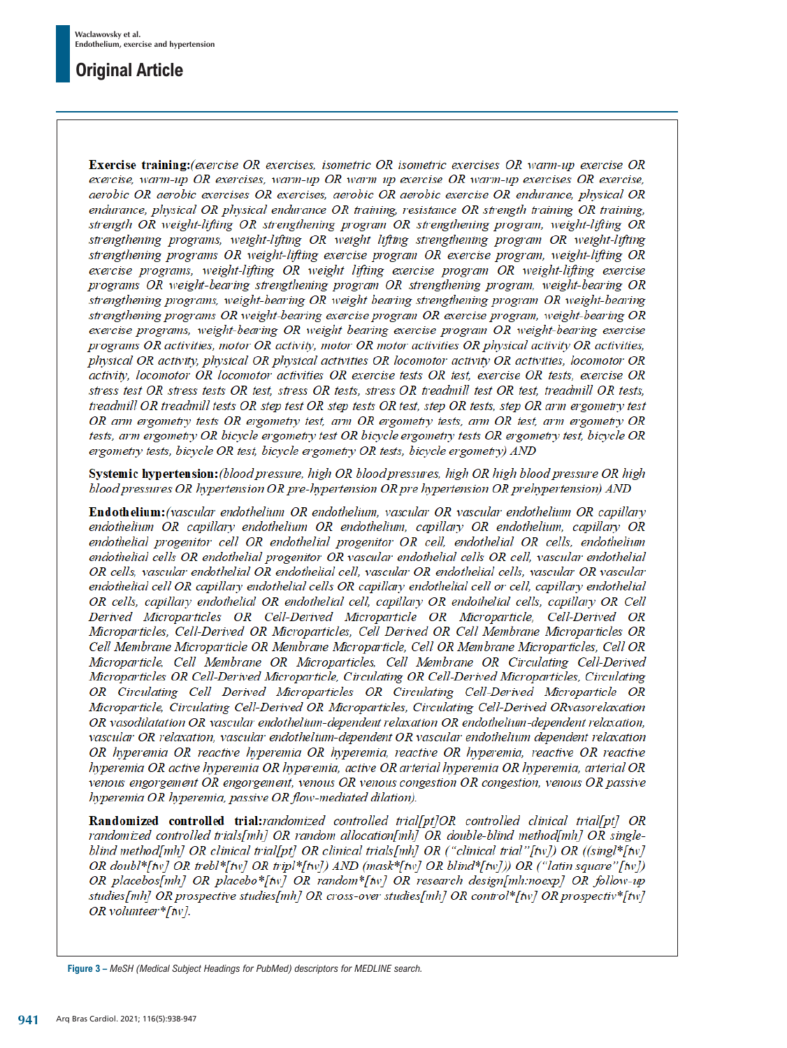**Exercise training:**_(exercise OR exercises, isometric OR isometric exercises OR warm-up exercise OR exercise, warm-up OR exercises, warm-up OR warm up exercise OR warm-up exercises OR exercise, aerobic OR aerobic exercises OR exercises, aerobic OR aerobic exercise OR endurance, physical OR endurance, physical OR physical endurance OR training, resistance OR strength training OR training, strength OR weight-lifting OR strengthening program OR strengthening program, weight-lifting OR strengthening programs, weight-lifting OR weight lifting strengthening program OR weight-lifting strengthening programs OR weight-lifting exercise program OR exercise program, weight-lifting OR exercise programs, weight-lifting OR weight lifting exercise program OR weight-lifting exercise programs OR weight-bearing strengthening program OR strengthening program, weight-bearing OR strengthening programs, weight-bearing OR weight bearing strengthening program OR weight-bearing strengthening programs OR weight-bearing exercise program OR exercise program, weight-bearing OR exercise programs, weight-bearing OR weight bearing exercise program OR weight-bearing exercise programs OR activities, motor OR activity, motor OR motor activities OR physical activity OR activities, physical OR activity, physical OR physical activities OR locomotor activity OR activities, locomotor OR activity, locomotor OR locomotor activities OR exercise tests OR test, exercise OR tests, exercise OR stress test OR stress tests OR test, stress OR tests, stress OR treadmill test OR test, treadmill OR tests, treadmill OR treadmill tests OR step test OR step tests OR test, step OR tests, step OR arm ergometry test OR arm ergometry tests OR ergometry test, arm OR ergometry tests, arm OR test, arm ergometry OR tests, arm ergometry OR bicycle ergometry test OR bicycle ergometry tests OR ergometry test, bicycle OR ergometry tests, bicycle OR test, bicycle ergometry OR tests, bicycle ergometry) AND_

**Systemic hypertension:**_(blood pressure, high OR blood pressures, high OR high blood pressure OR high blood pressures OR hypertension OR pre-hypertension OR pre hypertension OR prehypertension) AND_

**Endothelium:**_(vascular endothelium OR endothelium, vascular OR vascular endothelium OR capillary endothelium OR capillary endothelium OR endothelium, capillary OR endothelium, capillary OR endothelial progenitor cell OR endothelial progenitor OR cell, endothelial OR cells, endothelium endothelial cells OR endothelial progenitor OR vascular endothelial cells OR cell, vascular endothelial OR cells, vascular endothelial OR endothelial cell, vascular OR endothelial cells, vascular OR vascular endothelial cell OR capillary endothelial cells OR capillary endothelial cell or cell, capillary endothelial OR cells, capillary endothelial OR endothelial cell, capillary OR endothelial cells, capillary OR Cell Derived Microparticles OR Cell-Derived Microparticle OR Microparticle, Cell-Derived OR Microparticles, Cell-Derived OR Microparticles, Cell Derived OR Cell Membrane Microparticles OR Cell Membrane Microparticle OR Membrane Microparticle, Cell OR Membrane Microparticles, Cell OR Microparticle, Cell Membrane OR Microparticles, Cell Membrane OR Circulating Cell-Derived Microparticles OR Cell-Derived Microparticle, Circulating OR Cell-Derived Microparticles, Circulating OR Circulating Cell Derived Microparticles OR Circulating Cell-Derived Microparticle OR Microparticle, Circulating Cell-Derived OR Microparticles, Circulating Cell-Derived ORvasorelaxation OR vasodilatation OR vascular endothelium-dependent relaxation OR endothelium-dependent relaxation, vascular OR relaxation, vascular endothelium-dependent OR vascular endothelium dependent relaxation OR hyperemia OR reactive hyperemia OR hyperemia, reactive OR hyperemia, reactive OR reactive hyperemia OR active hyperemia OR hyperemia, active OR arterial hyperemia OR hyperemia, arterial OR venous engorgement OR engorgement, venous OR venous congestion OR congestion, venous OR passive hyperemia OR hyperemia, passive OR flow-mediated dilation)._

**Randomized controlled trial:**_randomized controlled trial[pt]OR controlled clinical trial[pt] OR randomized controlled trials[mh] OR random allocation[mh] OR double-blind method[mh] OR single-blind method[mh] OR clinical trial[pt] OR clinical trials[mh] OR ("clinical trial"[tw]) OR ((singl*[tw] OR doubl*[tw] OR trebl*[tw] OR tripl*[tw]) AND (mask*[tw] OR blind*[tw])) OR ("latin square"[tw]) OR placebos[mh] OR placebo*[tw] OR random*[tw] OR research design[mh:noexp] OR follow-up studies[mh] OR prospective studies[mh] OR cross-over studies[mh] OR control*[tw] OR prospectiv*[tw] OR volunteer*[tw]._

**Figure 3** – _MeSH (Medical Subject Headings for PubMed) descriptors for MEDLINE search._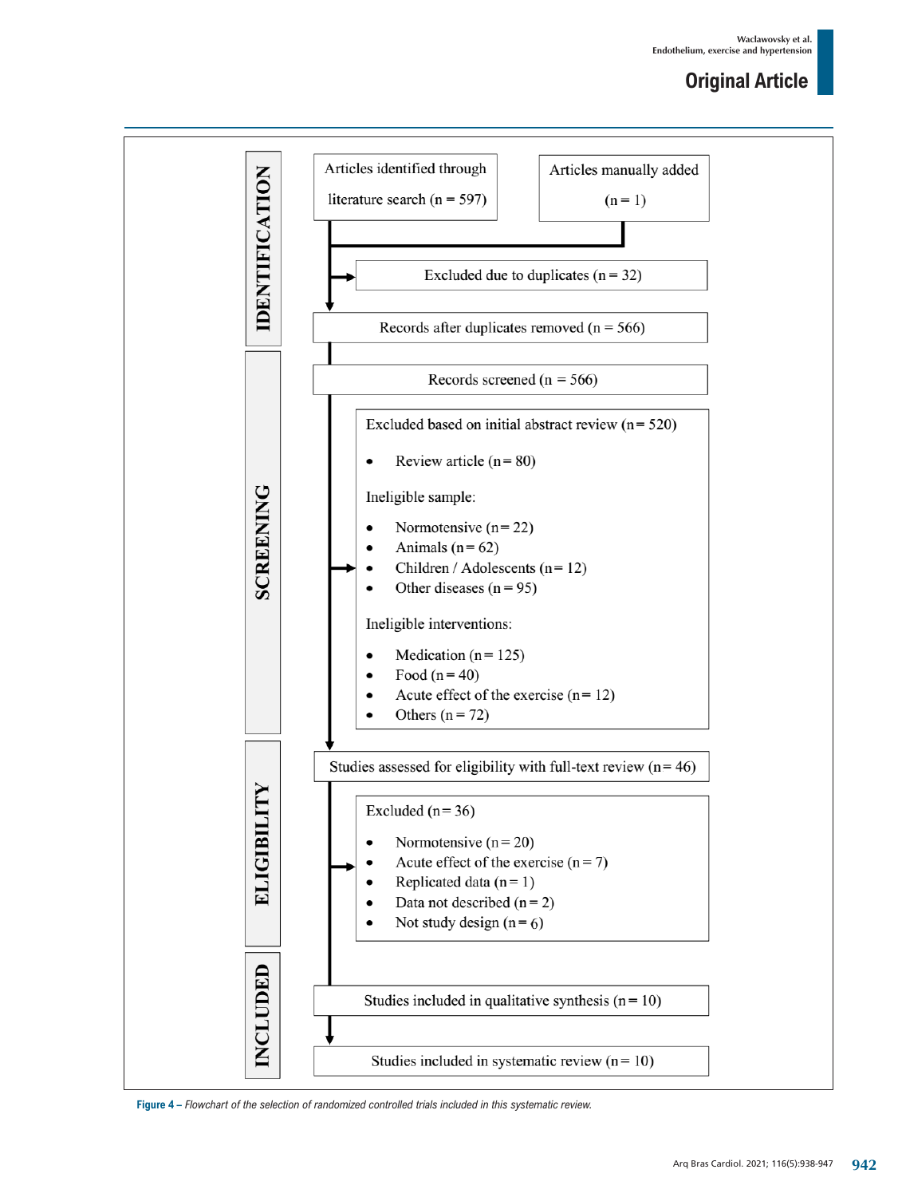IDENTIFICATION

Articles identified through literature search (n = 597)

Articles manually added (n = 1)

Excluded due to duplicates (n = 32)

Records after duplicates removed (n = 566)

SCREENING

Records screened (n = 566)

Excluded based on initial abstract review (n= 520)

- Review article (n= 80)

Ineligible sample:

- Normotensive (n= 22)
- Animals (n= 62)
- Children / Adolescents (n= 12)
- Other diseases (n= 95)

Ineligible interventions:

- Medication (n= 125)
- Food (n= 40)
- Acute effect of the exercise (n= 12)
- Others (n= 72)

ELIGIBILITY

Studies assessed for eligibility with full-text review (n= 46)

Excluded (n= 36)

- Normotensive (n= 20)
- Acute effect of the exercise (n= 7)
- Replicated data (n= 1)
- Data not described (n= 2)
- Not study design (n= 6)

INCLUDED

Studies included in qualitative synthesis (n= 10)

Studies included in systematic review (n= 10)

**Figure 4** – *Flowchart of the selection of randomized controlled trials included in this systematic review.*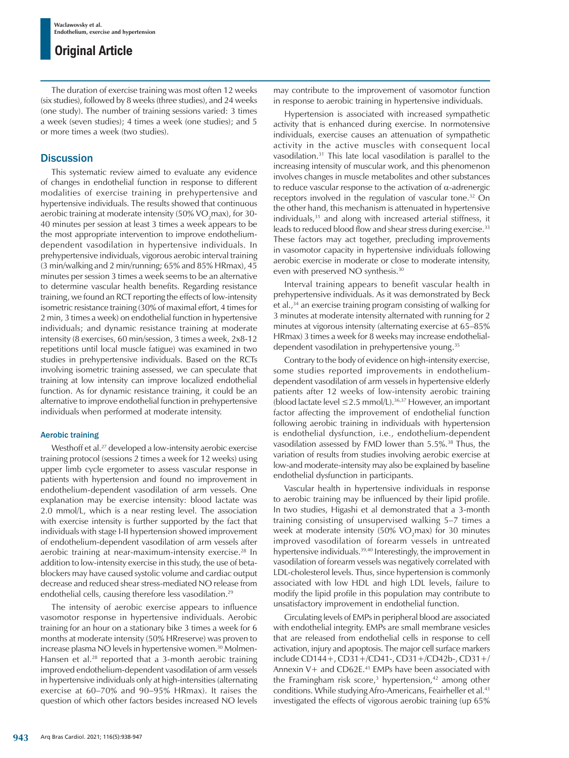The duration of exercise training was most often 12 weeks (six studies), followed by 8 weeks (three studies), and 24 weeks (one study). The number of training sessions varied: 3 times a week (seven studies); 4 times a week (one studies); and 5 or more times a week (two studies).

## Discussion

This systematic review aimed to evaluate any evidence of changes in endothelial function in response to different modalities of exercise training in prehypertensive and hypertensive individuals. The results showed that continuous aerobic training at moderate intensity (50% $VO_2$max), for 30-40 minutes per session at least 3 times a week appears to be the most appropriate intervention to improve endothelium-dependent vasodilation in hypertensive individuals. In prehypertensive individuals, vigorous aerobic interval training (3 min/walking and 2 min/running; 65% and 85% HRmax), 45 minutes per session 3 times a week seems to be an alternative to determine vascular health benefits. Regarding resistance training, we found an RCT reporting the effects of low-intensity isometric resistance training (30% of maximal effort, 4 times for 2 min, 3 times a week) on endothelial function in hypertensive individuals; and dynamic resistance training at moderate intensity (8 exercises, 60 min/session, 3 times a week, 2x8-12 repetitions until local muscle fatigue) was examined in two studies in prehypertensive individuals. Based on the RCTs involving isometric training assessed, we can speculate that training at low intensity can improve localized endothelial function. As for dynamic resistance training, it could be an alternative to improve endothelial function in prehypertensive individuals when performed at moderate intensity.

### Aerobic training

Westhoff et al.[27] developed a low-intensity aerobic exercise training protocol (sessions 2 times a week for 12 weeks) using upper limb cycle ergometer to assess vascular response in patients with hypertension and found no improvement in endothelium-dependent vasodilation of arm vessels. One explanation may be exercise intensity: blood lactate was 2.0 mmol/L, which is a near resting level. The association with exercise intensity is further supported by the fact that individuals with stage I-II hypertension showed improvement of endothelium-dependent vasodilation of arm vessels after aerobic training at near-maximum-intensity exercise.[28] In addition to low-intensity exercise in this study, the use of beta-blockers may have caused systolic volume and cardiac output decrease and reduced shear stress-mediated NO release from endothelial cells, causing therefore less vasodilation.[29]

The intensity of aerobic exercise appears to influence vasomotor response in hypertensive individuals. Aerobic training for an hour on a stationary bike 3 times a week for 6 months at moderate intensity (50% HRreserve) was proven to increase plasma NO levels in hypertensive women.[30] Molmen-Hansen et al.[28] reported that a 3-month aerobic training improved endothelium-dependent vasodilation of arm vessels in hypertensive individuals only at high-intensities (alternating exercise at 60–70% and 90–95% HRmax). It raises the question of which other factors besides increased NO levels may contribute to the improvement of vasomotor function in response to aerobic training in hypertensive individuals.

Hypertension is associated with increased sympathetic activity that is enhanced during exercise. In normotensive individuals, exercise causes an attenuation of sympathetic activity in the active muscles with consequent local vasodilation.[31] This late local vasodilation is parallel to the increasing intensity of muscular work, and this phenomenon involves changes in muscle metabolites and other substances to reduce vascular response to the activation of $\alpha$-adrenergic receptors involved in the regulation of vascular tone.[32] On the other hand, this mechanism is attenuated in hypertensive individuals,[31] and along with increased arterial stiffness, it leads to reduced blood flow and shear stress during exercise.[33] These factors may act together, precluding improvements in vasomotor capacity in hypertensive individuals following aerobic exercise in moderate or close to moderate intensity, even with preserved NO synthesis.[30]

Interval training appears to benefit vascular health in prehypertensive individuals. As it was demonstrated by Beck et al.,[34] an exercise training program consisting of walking for 3 minutes at moderate intensity alternated with running for 2 minutes at vigorous intensity (alternating exercise at 65–85% HRmax) 3 times a week for 8 weeks may increase endothelial-dependent vasodilation in prehypertensive young.[35]

Contrary to the body of evidence on high-intensity exercise, some studies reported improvements in endothelium-dependent vasodilation of arm vessels in hypertensive elderly patients after 12 weeks of low-intensity aerobic training (blood lactate level ≤2.5 mmol/L).[36,37] However, an important factor affecting the improvement of endothelial function following aerobic training in individuals with hypertension is endothelial dysfunction, i.e., endothelium-dependent vasodilation assessed by FMD lower than 5.5%.[38] Thus, the variation of results from studies involving aerobic exercise at low-and moderate-intensity may also be explained by baseline endothelial dysfunction in participants.

Vascular health in hypertensive individuals in response to aerobic training may be influenced by their lipid profile. In two studies, Higashi et al demonstrated that a 3-month training consisting of unsupervised walking 5–7 times a week at moderate intensity (50% $VO_2$max) for 30 minutes improved vasodilation of forearm vessels in untreated hypertensive individuals.[39,40] Interestingly, the improvement in vasodilation of forearm vessels was negatively correlated with LDL-cholesterol levels. Thus, since hypertension is commonly associated with low HDL and high LDL levels, failure to modify the lipid profile in this population may contribute to unsatisfactory improvement in endothelial function.

Circulating levels of EMPs in peripheral blood are associated with endothelial integrity. EMPs are small membrane vesicles that are released from endothelial cells in response to cell activation, injury and apoptosis. The major cell surface markers include CD144+, CD31+/CD41-, CD31+/CD42b-, CD31+/Annexin V+ and CD62E.[41] EMPs have been associated with the Framingham risk score,[3] hypertension,[42] among other conditions. While studying Afro-Americans, Feairheller et al.[43] investigated the effects of vigorous aerobic training (up 65%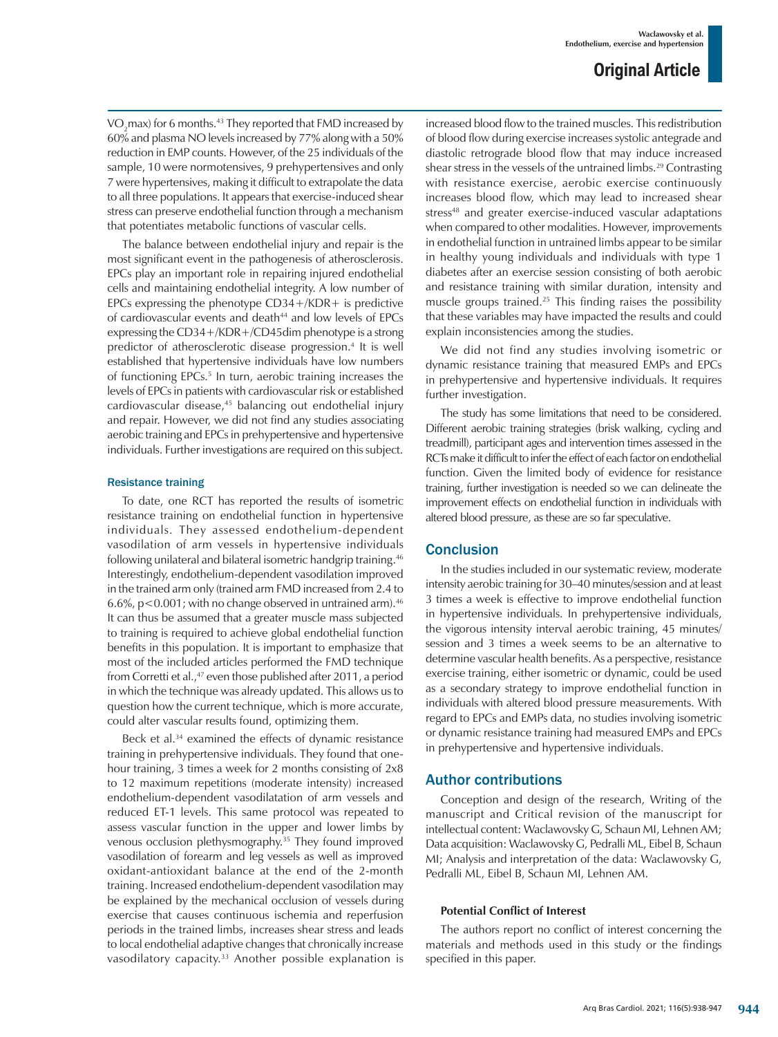$VO_2$max) for 6 months.[43] They reported that FMD increased by 60% and plasma NO levels increased by 77% along with a 50% reduction in EMP counts. However, of the 25 individuals of the sample, 10 were normotensives, 9 prehypertensives and only 7 were hypertensives, making it difficult to extrapolate the data to all three populations. It appears that exercise-induced shear stress can preserve endothelial function through a mechanism that potentiates metabolic functions of vascular cells.

The balance between endothelial injury and repair is the most significant event in the pathogenesis of atherosclerosis. EPCs play an important role in repairing injured endothelial cells and maintaining endothelial integrity. A low number of EPCs expressing the phenotype CD34+/KDR+ is predictive of cardiovascular events and death[44] and low levels of EPCs expressing the CD34+/KDR+/CD45dim phenotype is a strong predictor of atherosclerotic disease progression.[4] It is well established that hypertensive individuals have low numbers of functioning EPCs.[5] In turn, aerobic training increases the levels of EPCs in patients with cardiovascular risk or established cardiovascular disease,[45] balancing out endothelial injury and repair. However, we did not find any studies associating aerobic training and EPCs in prehypertensive and hypertensive individuals. Further investigations are required on this subject.

### Resistance training

To date, one RCT has reported the results of isometric resistance training on endothelial function in hypertensive individuals. They assessed endothelium-dependent vasodilation of arm vessels in hypertensive individuals following unilateral and bilateral isometric handgrip training.[46] Interestingly, endothelium-dependent vasodilation improved in the trained arm only (trained arm FMD increased from 2.4 to 6.6%, $p<0.001$; with no change observed in untrained arm).[46] It can thus be assumed that a greater muscle mass subjected to training is required to achieve global endothelial function benefits in this population. It is important to emphasize that most of the included articles performed the FMD technique from Corretti et al.,[47] even those published after 2011, a period in which the technique was already updated. This allows us to question how the current technique, which is more accurate, could alter vascular results found, optimizing them.

Beck et al.[34] examined the effects of dynamic resistance training in prehypertensive individuals. They found that one-hour training, 3 times a week for 2 months consisting of 2x8 to 12 maximum repetitions (moderate intensity) increased endothelium-dependent vasodilatation of arm vessels and reduced ET-1 levels. This same protocol was repeated to assess vascular function in the upper and lower limbs by venous occlusion plethysmography.[35] They found improved vasodilation of forearm and leg vessels as well as improved oxidant-antioxidant balance at the end of the 2-month training. Increased endothelium-dependent vasodilation may be explained by the mechanical occlusion of vessels during exercise that causes continuous ischemia and reperfusion periods in the trained limbs, increases shear stress and leads to local endothelial adaptive changes that chronically increase vasodilatory capacity.[33] Another possible explanation is increased blood flow to the trained muscles. This redistribution of blood flow during exercise increases systolic antegrade and diastolic retrograde blood flow that may induce increased shear stress in the vessels of the untrained limbs.[29] Contrasting with resistance exercise, aerobic exercise continuously increases blood flow, which may lead to increased shear stress[48] and greater exercise-induced vascular adaptations when compared to other modalities. However, improvements in endothelial function in untrained limbs appear to be similar in healthy young individuals and individuals with type 1 diabetes after an exercise session consisting of both aerobic and resistance training with similar duration, intensity and muscle groups trained.[25] This finding raises the possibility that these variables may have impacted the results and could explain inconsistencies among the studies.

We did not find any studies involving isometric or dynamic resistance training that measured EMPs and EPCs in prehypertensive and hypertensive individuals. It requires further investigation.

The study has some limitations that need to be considered. Different aerobic training strategies (brisk walking, cycling and treadmill), participant ages and intervention times assessed in the RCTs make it difficult to infer the effect of each factor on endothelial function. Given the limited body of evidence for resistance training, further investigation is needed so we can delineate the improvement effects on endothelial function in individuals with altered blood pressure, as these are so far speculative.

## Conclusion

In the studies included in our systematic review, moderate intensity aerobic training for 30–40 minutes/session and at least 3 times a week is effective to improve endothelial function in hypertensive individuals. In prehypertensive individuals, the vigorous intensity interval aerobic training, 45 minutes/session and 3 times a week seems to be an alternative to determine vascular health benefits. As a perspective, resistance exercise training, either isometric or dynamic, could be used as a secondary strategy to improve endothelial function in individuals with altered blood pressure measurements. With regard to EPCs and EMPs data, no studies involving isometric or dynamic resistance training had measured EMPs and EPCs in prehypertensive and hypertensive individuals.

## Author contributions

Conception and design of the research, Writing of the manuscript and Critical revision of the manuscript for intellectual content: Waclawovsky G, Schaun MI, Lehnen AM; Data acquisition: Waclawovsky G, Pedralli ML, Eibel B, Schaun MI; Analysis and interpretation of the data: Waclawovsky G, Pedralli ML, Eibel B, Schaun MI, Lehnen AM.

#### Potential Conflict of Interest

The authors report no conflict of interest concerning the materials and methods used in this study or the findings specified in this paper.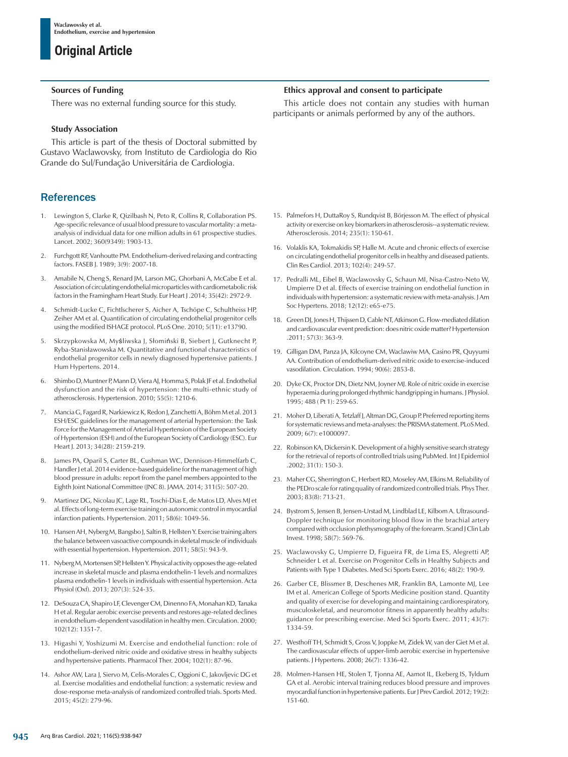### Sources of Funding

There was no external funding source for this study.

### Study Association

This article is part of the thesis of Doctoral submitted by Gustavo Waclawovsky, from Instituto de Cardiologia do Rio Grande do Sul/Fundação Universitária de Cardiologia.

### Ethics approval and consent to participate

This article does not contain any studies with human participants or animals performed by any of the authors.

## References

1. Lewington S, Clarke R, Qizilbash N, Peto R, Collins R, Collaboration PS. Age-specific relevance of usual blood pressure to vascular mortality: a meta-analysis of individual data for one million adults in 61 prospective studies. Lancet. 2002; 360(9349): 1903-13.

2. Furchgott RF, Vanhoutte PM. Endothelium-derived relaxing and contracting factors. FASEB J. 1989; 3(9): 2007-18.

3. Amabile N, Cheng S, Renard JM, Larson MG, Ghorbani A, McCabe E et al. Association of circulating endothelial microparticles with cardiometabolic risk factors in the Framingham Heart Study. Eur Heart J .2014; 35(42): 2972-9.

4. Schmidt-Lucke C, Fichtlscherer S, Aicher A, Tschöpe C, Schultheiss HP, Zeiher AM et al. Quantification of circulating endothelial progenitor cells using the modified ISHAGE protocol. PLoS One. 2010; 5(11): e13790.

5. Skrzypkowska M, Myśliwska J, Słomiński B, Siebert J, Gutknecht P, Ryba-Stanisławowska M. Quantitative and functional characteristics of endothelial progenitor cells in newly diagnosed hypertensive patients. J Hum Hypertens. 2014.

6. Shimbo D, Muntner P, Mann D, Viera AJ, Homma S, Polak JF et al. Endothelial dysfunction and the risk of hypertension: the multi-ethnic study of atherosclerosis. Hypertension. 2010; 55(5): 1210-6.

7. Mancia G, Fagard R, Narkiewicz K, Redon J, Zanchetti A, Böhm M et al. 2013 ESH/ESC guidelines for the management of arterial hypertension: the Task Force for the Management of Arterial Hypertension of the European Society of Hypertension (ESH) and of the European Society of Cardiology (ESC). Eur Heart J. 2013; 34(28): 2159-219.

8. James PA, Oparil S, Carter BL, Cushman WC, Dennison-Himmelfarb C, Handler J et al. 2014 evidence-based guideline for the management of high blood pressure in adults: report from the panel members appointed to the Eighth Joint National Committee (JNC 8). JAMA. 2014; 311(5): 507-20.

9. Martinez DG, Nicolau JC, Lage RL, Toschi-Dias E, de Matos LD, Alves MJ et al. Effects of long-term exercise training on autonomic control in myocardial infarction patients. Hypertension. 2011; 58(6): 1049-56.

10. Hansen AH, Nyberg M, Bangsbo J, Saltin B, Hellsten Y. Exercise training alters the balance between vasoactive compounds in skeletal muscle of individuals with essential hypertension. Hypertension. 2011; 58(5): 943-9.

11. Nyberg M, Mortensen SP, Hellsten Y. Physical activity opposes the age-related increase in skeletal muscle and plasma endothelin-1 levels and normalizes plasma endothelin-1 levels in individuals with essential hypertension. Acta Physiol (Oxf). 2013; 207(3): 524-35.

12. DeSouza CA, Shapiro LF, Clevenger CM, Dinenno FA, Monahan KD, Tanaka H et al. Regular aerobic exercise prevents and restores age-related declines in endothelium-dependent vasodilation in healthy men. Circulation. 2000; 102(12): 1351-7.

13. Higashi Y, Yoshizumi M. Exercise and endothelial function: role of endothelium-derived nitric oxide and oxidative stress in healthy subjects and hypertensive patients. Pharmacol Ther. 2004; 102(1): 87-96.

14. Ashor AW, Lara J, Siervo M, Celis-Morales C, Oggioni C, Jakovljevic DG et al. Exercise modalities and endothelial function: a systematic review and dose-response meta-analysis of randomized controlled trials. Sports Med. 2015; 45(2): 279-96.

15. Palmefors H, DuttaRoy S, Rundqvist B, Börjesson M. The effect of physical activity or exercise on key biomarkers in atherosclerosis--a systematic review. Atherosclerosis. 2014; 235(1): 150-61.

16. Volaklis KA, Tokmakidis SP, Halle M. Acute and chronic effects of exercise on circulating endothelial progenitor cells in healthy and diseased patients. Clin Res Cardiol. 2013; 102(4): 249-57.

17. Pedralli ML, Eibel B, Waclawovsky G, Schaun MI, Nisa-Castro-Neto W, Umpierre D et al. Effects of exercise training on endothelial function in individuals with hypertension: a systematic review with meta-analysis. J Am Soc Hypertens. 2018; 12(12): e65-e75.

18. Green DJ, Jones H, Thijssen D, Cable NT, Atkinson G. Flow-mediated dilation and cardiovascular event prediction: does nitric oxide matter? Hypertension .2011; 57(3): 363-9.

19. Gilligan DM, Panza JA, Kilcoyne CM, Waclawiw MA, Casino PR, Quyyumi AA. Contribution of endothelium-derived nitric oxide to exercise-induced vasodilation. Circulation. 1994; 90(6): 2853-8.

20. Dyke CK, Proctor DN, Dietz NM, Joyner MJ. Role of nitric oxide in exercise hyperaemia during prolonged rhythmic handgripping in humans. J Physiol. 1995; 488 ( Pt 1): 259-65.

21. Moher D, Liberati A, Tetzlaff J, Altman DG, Group P. Preferred reporting items for systematic reviews and meta-analyses: the PRISMA statement. PLoS Med. 2009; 6(7): e1000097.

22. Robinson KA, Dickersin K. Development of a highly sensitive search strategy for the retrieval of reports of controlled trials using PubMed. Int J Epidemiol .2002; 31(1): 150-3.

23. Maher CG, Sherrington C, Herbert RD, Moseley AM, Elkins M. Reliability of the PEDro scale for rating quality of randomized controlled trials. Phys Ther. 2003; 83(8): 713-21.

24. Bystrom S, Jensen B, Jensen-Urstad M, Lindblad LE, Kilbom A. Ultrasound-Doppler technique for monitoring blood flow in the brachial artery compared with occlusion plethysmography of the forearm. Scand J Clin Lab Invest. 1998; 58(7): 569-76.

25. Waclawovsky G, Umpierre D, Figueira FR, de Lima ES, Alegretti AP, Schneider L et al. Exercise on Progenitor Cells in Healthy Subjects and Patients with Type 1 Diabetes. Med Sci Sports Exerc. 2016; 48(2): 190-9.

26. Garber CE, Blissmer B, Deschenes MR, Franklin BA, Lamonte MJ, Lee IM et al. American College of Sports Medicine position stand. Quantity and quality of exercise for developing and maintaining cardiorespiratory, musculoskeletal, and neuromotor fitness in apparently healthy adults: guidance for prescribing exercise. Med Sci Sports Exerc. 2011; 43(7): 1334-59.

27. Westhoff TH, Schmidt S, Gross V, Joppke M, Zidek W, van der Giet M et al. The cardiovascular effects of upper-limb aerobic exercise in hypertensive patients. J Hypertens. 2008; 26(7): 1336-42.

28. Molmen-Hansen HE, Stolen T, Tjonna AE, Aamot IL, Ekeberg IS, Tyldum GA et al. Aerobic interval training reduces blood pressure and improves myocardial function in hypertensive patients. Eur J Prev Cardiol. 2012; 19(2): 151-60.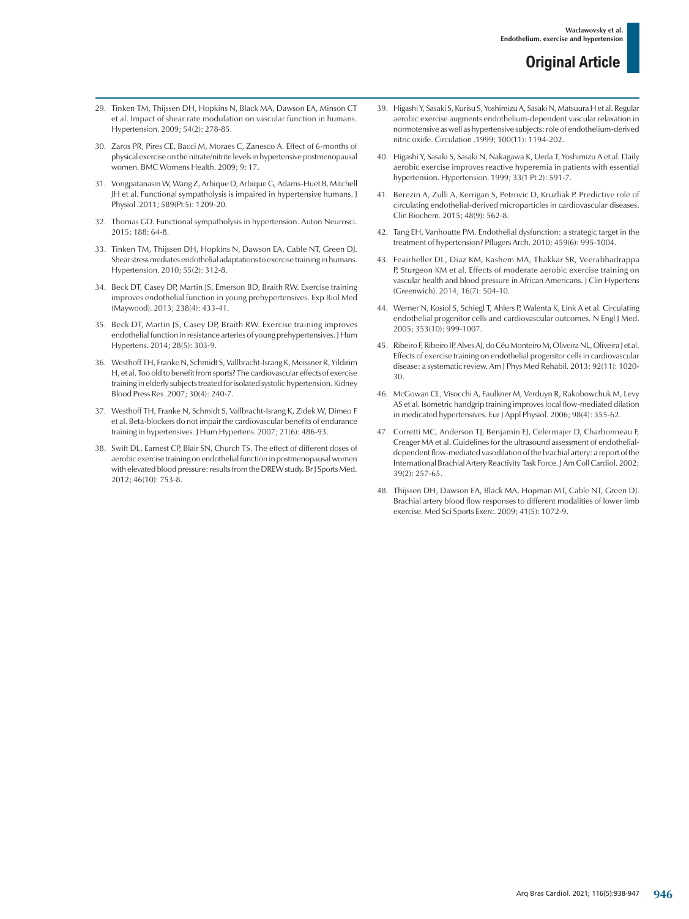29. Tinken TM, Thijssen DH, Hopkins N, Black MA, Dawson EA, Minson CT et al. Impact of shear rate modulation on vascular function in humans. Hypertension. 2009; 54(2): 278-85.

30. Zaros PR, Pires CE, Bacci M, Moraes C, Zanesco A. Effect of 6-months of physical exercise on the nitrate/nitrite levels in hypertensive postmenopausal women. BMC Womens Health. 2009; 9: 17.

31. Vongpatanasin W, Wang Z, Arbique D, Arbique G, Adams-Huet B, Mitchell JH et al. Functional sympatholysis is impaired in hypertensive humans. J Physiol .2011; 589(Pt 5): 1209-20.

32. Thomas GD. Functional sympatholysis in hypertension. Auton Neurosci. 2015; 188: 64-8.

33. Tinken TM, Thijssen DH, Hopkins N, Dawson EA, Cable NT, Green DJ. Shear stress mediates endothelial adaptations to exercise training in humans. Hypertension. 2010; 55(2): 312-8.

34. Beck DT, Casey DP, Martin JS, Emerson BD, Braith RW. Exercise training improves endothelial function in young prehypertensives. Exp Biol Med (Maywood). 2013; 238(4): 433-41.

35. Beck DT, Martin JS, Casey DP, Braith RW. Exercise training improves endothelial function in resistance arteries of young prehypertensives. J Hum Hypertens. 2014; 28(5): 303-9.

36. Westhoff TH, Franke N, Schmidt S, Vallbracht-Israng K, Meissner R, Yildirim H, et al. Too old to benefit from sports? The cardiovascular effects of exercise training in elderly subjects treated for isolated systolic hypertension. Kidney Blood Press Res .2007; 30(4): 240-7.

37. Westhoff TH, Franke N, Schmidt S, Vallbracht-Israng K, Zidek W, Dimeo F et al. Beta-blockers do not impair the cardiovascular benefits of endurance training in hypertensives. J Hum Hypertens. 2007; 21(6): 486-93.

38. Swift DL, Earnest CP, Blair SN, Church TS. The effect of different doses of aerobic exercise training on endothelial function in postmenopausal women with elevated blood pressure: results from the DREW study. Br J Sports Med. 2012; 46(10): 753-8.

39. Higashi Y, Sasaki S, Kurisu S, Yoshimizu A, Sasaki N, Matsuura H et al. Regular aerobic exercise augments endothelium-dependent vascular relaxation in normotensive as well as hypertensive subjects: role of endothelium-derived nitric oxide. Circulation .1999; 100(11): 1194-202.

40. Higashi Y, Sasaki S, Sasaki N, Nakagawa K, Ueda T, Yoshimizu A et al. Daily aerobic exercise improves reactive hyperemia in patients with essential hypertension. Hypertension. 1999; 33(1 Pt 2): 591-7.

41. Berezin A, Zulli A, Kerrigan S, Petrovic D, Kruzliak P. Predictive role of circulating endothelial-derived microparticles in cardiovascular diseases. Clin Biochem. 2015; 48(9): 562-8.

42. Tang EH, Vanhoutte PM. Endothelial dysfunction: a strategic target in the treatment of hypertension? Pflugers Arch. 2010; 459(6): 995-1004.

43. Feairheller DL, Diaz KM, Kashem MA, Thakkar SR, Veerabhadrappa P, Sturgeon KM et al. Effects of moderate aerobic exercise training on vascular health and blood pressure in African Americans. J Clin Hypertens (Greenwich). 2014; 16(7): 504-10.

44. Werner N, Kosiol S, Schiegl T, Ahlers P, Walenta K, Link A et al. Circulating endothelial progenitor cells and cardiovascular outcomes. N Engl J Med. 2005; 353(10): 999-1007.

45. Ribeiro F, Ribeiro IP, Alves AJ, do Céu Monteiro M, Oliveira NL, Oliveira J et al. Effects of exercise training on endothelial progenitor cells in cardiovascular disease: a systematic review. Am J Phys Med Rehabil. 2013; 92(11): 1020-30.

46. McGowan CL, Visocchi A, Faulkner M, Verduyn R, Rakobowchuk M, Levy AS et al. Isometric handgrip training improves local flow-mediated dilation in medicated hypertensives. Eur J Appl Physiol. 2006; 98(4): 355-62.

47. Corretti MC, Anderson TJ, Benjamin EJ, Celermajer D, Charbonneau F, Creager MA et al. Guidelines for the ultrasound assessment of endothelial-dependent flow-mediated vasodilation of the brachial artery: a report of the International Brachial Artery Reactivity Task Force. J Am Coll Cardiol. 2002; 39(2): 257-65.

48. Thijssen DH, Dawson EA, Black MA, Hopman MT, Cable NT, Green DJ. Brachial artery blood flow responses to different modalities of lower limb exercise. Med Sci Sports Exerc. 2009; 41(5): 1072-9.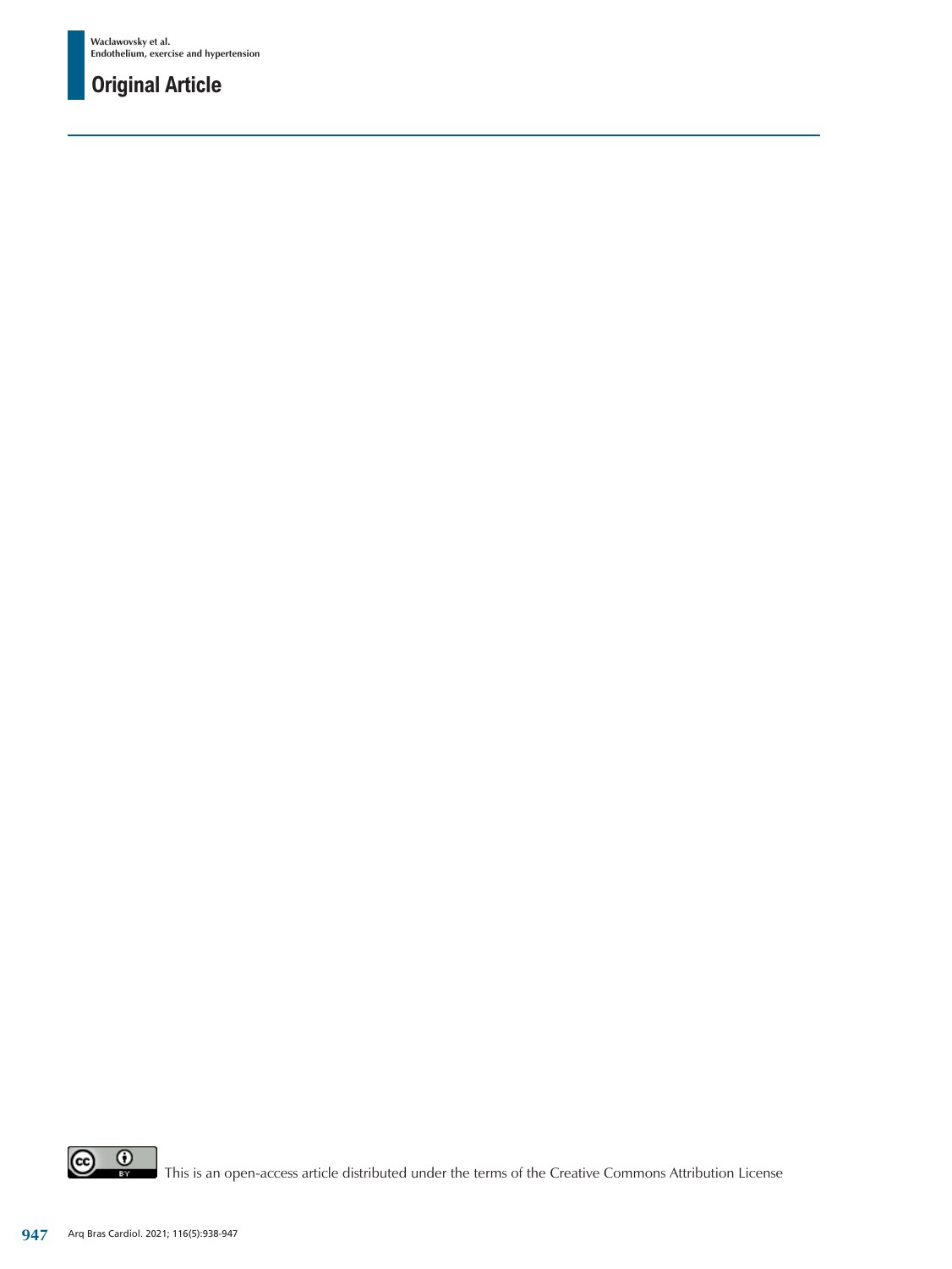This is an open-access article distributed under the terms of the Creative Commons Attribution License